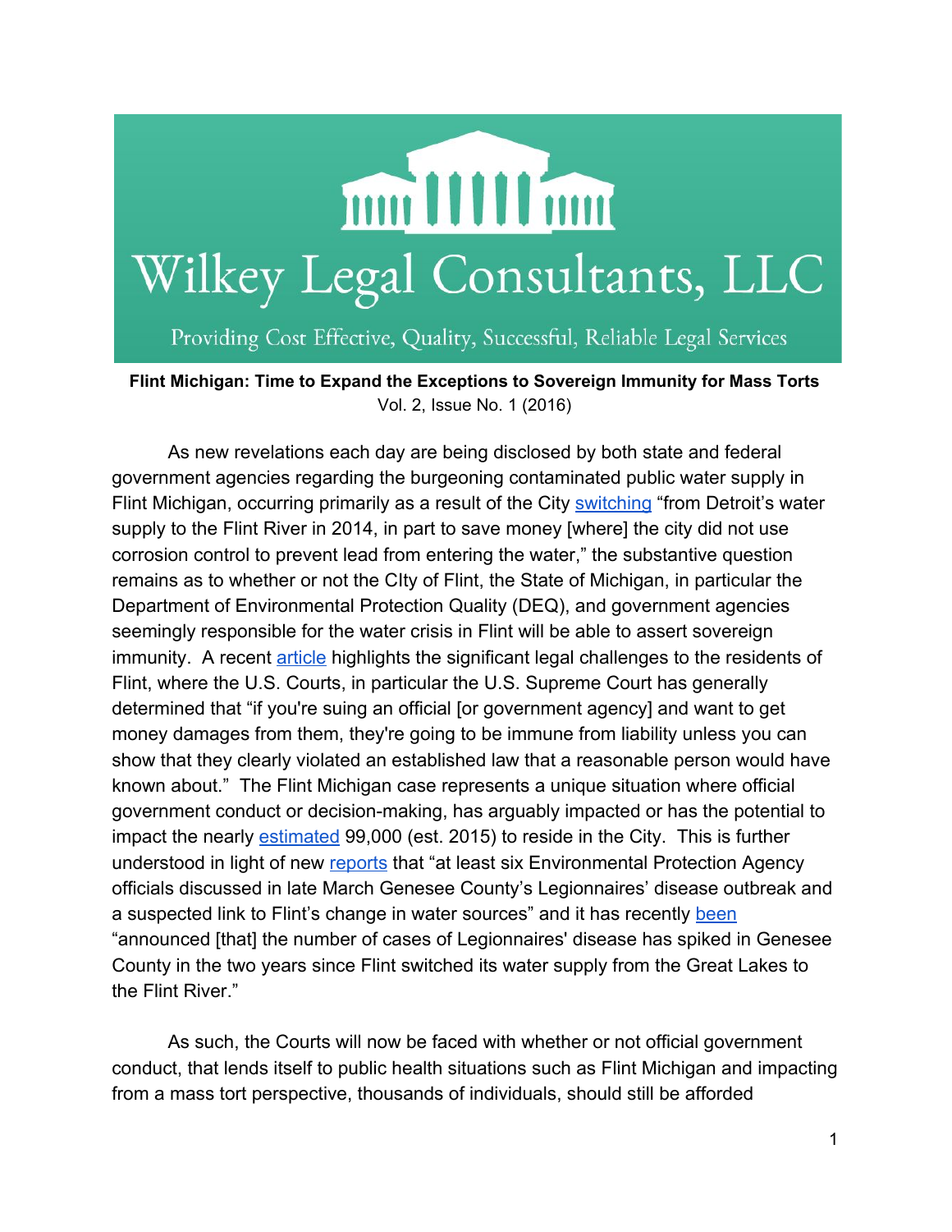# Wilkey Legal Consultants, LLC

Providing Cost Effective, Quality, Successful, Reliable Legal Services

**Flint Michigan: Time to Expand the Exceptions to Sovereign Immunity for Mass Torts**
Vol. 2, Issue No. 1 (2016)

As new revelations each day are being disclosed by both state and federal government agencies regarding the burgeoning contaminated public water supply in Flint Michigan, occurring primarily as a result of the City switching "from Detroit's water supply to the Flint River in 2014, in part to save money [where] the city did not use corrosion control to prevent lead from entering the water," the substantive question remains as to whether or not the CIty of Flint, the State of Michigan, in particular the Department of Environmental Protection Quality (DEQ), and government agencies seemingly responsible for the water crisis in Flint will be able to assert sovereign immunity. A recent article highlights the significant legal challenges to the residents of Flint, where the U.S. Courts, in particular the U.S. Supreme Court has generally determined that "if you're suing an official [or government agency] and want to get money damages from them, they're going to be immune from liability unless you can show that they clearly violated an established law that a reasonable person would have known about." The Flint Michigan case represents a unique situation where official government conduct or decision-making, has arguably impacted or has the potential to impact the nearly estimated 99,000 (est. 2015) to reside in the City. This is further understood in light of new reports that "at least six Environmental Protection Agency officials discussed in late March Genesee County's Legionnaires' disease outbreak and a suspected link to Flint's change in water sources" and it has recently been "announced [that] the number of cases of Legionnaires' disease has spiked in Genesee County in the two years since Flint switched its water supply from the Great Lakes to the Flint River."

As such, the Courts will now be faced with whether or not official government conduct, that lends itself to public health situations such as Flint Michigan and impacting from a mass tort perspective, thousands of individuals, should still be afforded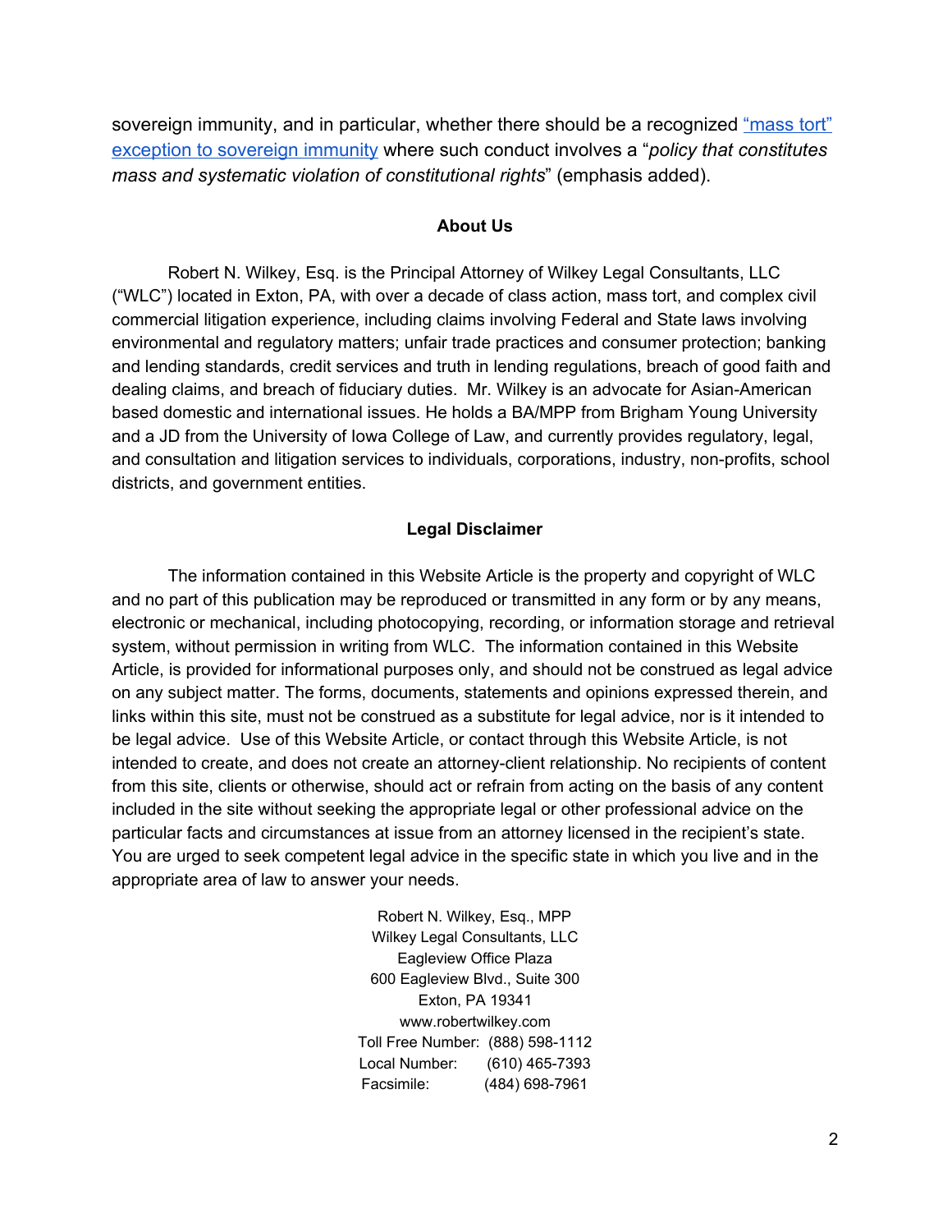sovereign immunity, and in particular, whether there should be a recognized "mass tort" exception to sovereign immunity where such conduct involves a "*policy that constitutes mass and systematic violation of constitutional rights*" (emphasis added).

**About Us**

Robert N. Wilkey, Esq. is the Principal Attorney of Wilkey Legal Consultants, LLC ("WLC") located in Exton, PA, with over a decade of class action, mass tort, and complex civil commercial litigation experience, including claims involving Federal and State laws involving environmental and regulatory matters; unfair trade practices and consumer protection; banking and lending standards, credit services and truth in lending regulations, breach of good faith and dealing claims, and breach of fiduciary duties. Mr. Wilkey is an advocate for Asian-American based domestic and international issues. He holds a BA/MPP from Brigham Young University and a JD from the University of Iowa College of Law, and currently provides regulatory, legal, and consultation and litigation services to individuals, corporations, industry, non-profits, school districts, and government entities.

**Legal Disclaimer**

The information contained in this Website Article is the property and copyright of WLC and no part of this publication may be reproduced or transmitted in any form or by any means, electronic or mechanical, including photocopying, recording, or information storage and retrieval system, without permission in writing from WLC. The information contained in this Website Article, is provided for informational purposes only, and should not be construed as legal advice on any subject matter. The forms, documents, statements and opinions expressed therein, and links within this site, must not be construed as a substitute for legal advice, nor is it intended to be legal advice. Use of this Website Article, or contact through this Website Article, is not intended to create, and does not create an attorney-client relationship. No recipients of content from this site, clients or otherwise, should act or refrain from acting on the basis of any content included in the site without seeking the appropriate legal or other professional advice on the particular facts and circumstances at issue from an attorney licensed in the recipient's state. You are urged to seek competent legal advice in the specific state in which you live and in the appropriate area of law to answer your needs.

Robert N. Wilkey, Esq., MPP
Wilkey Legal Consultants, LLC
Eagleview Office Plaza
600 Eagleview Blvd., Suite 300
Exton, PA 19341
www.robertwilkey.com
Toll Free Number: (888) 598-1112
Local Number: (610) 465-7393
Facsimile: (484) 698-7961